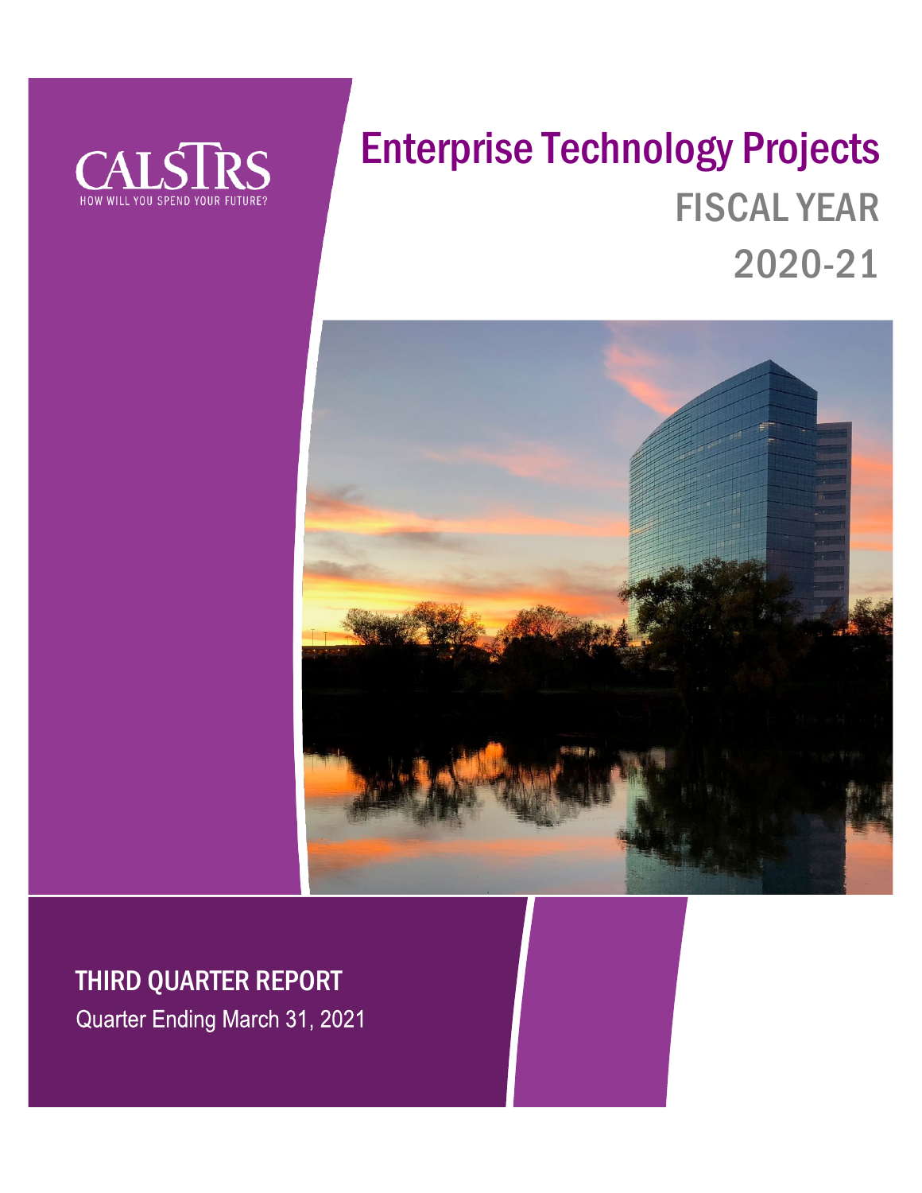CALSTRS

HOW WILL YOU SPEND YOUR FUTURE?

# Enterprise Technology Projects

## FISCAL YEAR 2020-21

## THIRD QUARTER REPORT

Quarter Ending March 31, 2021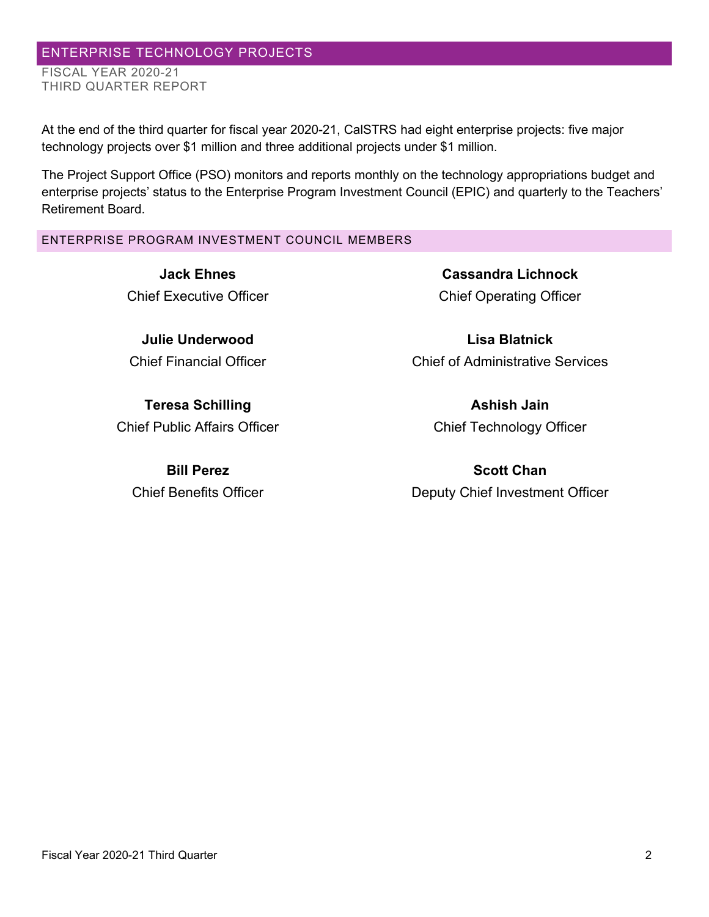## ENTERPRISE TECHNOLOGY PROJECTS

FISCAL YEAR 2020-21
THIRD QUARTER REPORT

At the end of the third quarter for fiscal year 2020-21, CalSTRS had eight enterprise projects: five major technology projects over $1 million and three additional projects under $1 million.

The Project Support Office (PSO) monitors and reports monthly on the technology appropriations budget and enterprise projects' status to the Enterprise Program Investment Council (EPIC) and quarterly to the Teachers' Retirement Board.

### ENTERPRISE PROGRAM INVESTMENT COUNCIL MEMBERS

**Jack Ehnes**
Chief Executive Officer

**Cassandra Lichnock**
Chief Operating Officer

**Julie Underwood**
Chief Financial Officer

**Lisa Blatnick**
Chief of Administrative Services

**Teresa Schilling**
Chief Public Affairs Officer

**Ashish Jain**
Chief Technology Officer

**Bill Perez**
Chief Benefits Officer

**Scott Chan**
Deputy Chief Investment Officer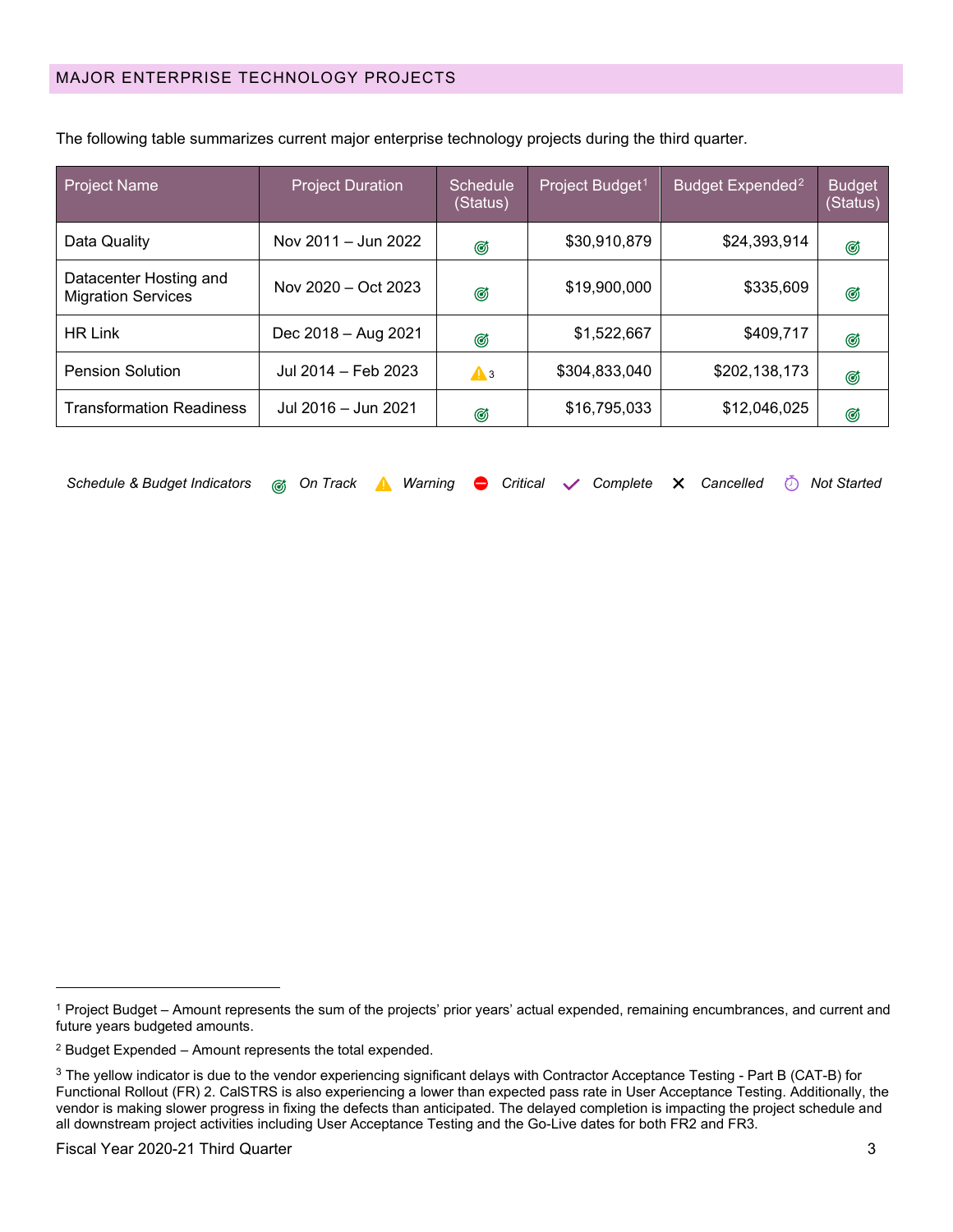## MAJOR ENTERPRISE TECHNOLOGY PROJECTS

The following table summarizes current major enterprise technology projects during the third quarter.

| Project Name | Project Duration | Schedule (Status) | Project Budget[1] | Budget Expended[2] | Budget (Status) |
|---|---|---|---|---|---|
| Data Quality | Nov 2011 – Jun 2022 | On Track | $30,910,879 | $24,393,914 | On Track |
| Datacenter Hosting and Migration Services | Nov 2020 – Oct 2023 | On Track | $19,900,000 | $335,609 | On Track |
| HR Link | Dec 2018 – Aug 2021 | On Track | $1,522,667 | $409,717 | On Track |
| Pension Solution | Jul 2014 – Feb 2023 | Warning[3] | $304,833,040 | $202,138,173 | On Track |
| Transformation Readiness | Jul 2016 – Jun 2021 | On Track | $16,795,033 | $12,046,025 | On Track |

*Schedule & Budget Indicators* — *On Track* | *Warning* | *Critical* | *Complete* | *Cancelled* | *Not Started*

---

[1] Project Budget – Amount represents the sum of the projects' prior years' actual expended, remaining encumbrances, and current and future years budgeted amounts.

[2] Budget Expended – Amount represents the total expended.

[3] The yellow indicator is due to the vendor experiencing significant delays with Contractor Acceptance Testing - Part B (CAT-B) for Functional Rollout (FR) 2. CalSTRS is also experiencing a lower than expected pass rate in User Acceptance Testing. Additionally, the vendor is making slower progress in fixing the defects than anticipated. The delayed completion is impacting the project schedule and all downstream project activities including User Acceptance Testing and the Go-Live dates for both FR2 and FR3.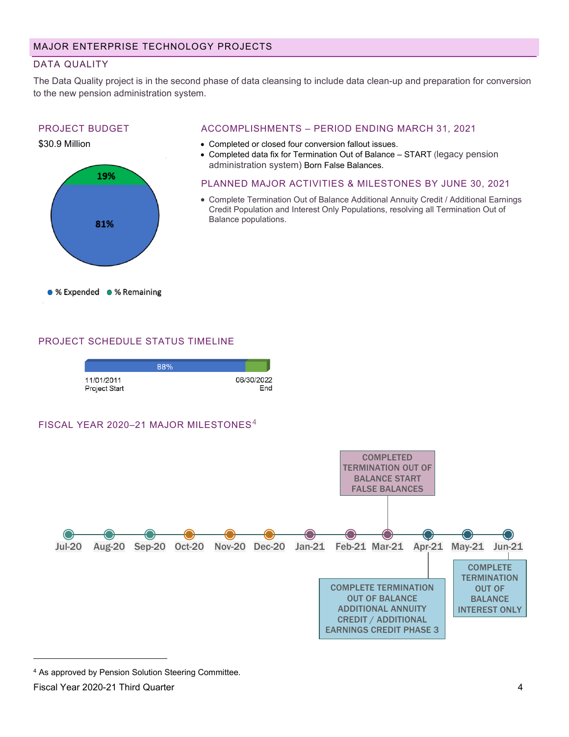# MAJOR ENTERPRISE TECHNOLOGY PROJECTS

## DATA QUALITY

The Data Quality project is in the second phase of data cleansing to include data clean-up and preparation for conversion to the new pension administration system.

### PROJECT BUDGET

$30.9 Million

- % Expended: 81%
- % Remaining: 19%

### ACCOMPLISHMENTS – PERIOD ENDING MARCH 31, 2021

- Completed or closed four conversion fallout issues.
- Completed data fix for Termination Out of Balance – START (legacy pension administration system) Born False Balances.

### PLANNED MAJOR ACTIVITIES & MILESTONES BY JUNE 30, 2021

- Complete Termination Out of Balance Additional Annuity Credit / Additional Earnings Credit Population and Interest Only Populations, resolving all Termination Out of Balance populations.

### PROJECT SCHEDULE STATUS TIMELINE

88%

11/01/2011 Project Start — 06/30/2022 End

### FISCAL YEAR 2020–21 MAJOR MILESTONES[4]

Jul-20, Aug-20, Sep-20, Oct-20, Nov-20, Dec-20, Jan-21, Feb-21, Mar-21, Apr-21, May-21, Jun-21

- Mar-21: COMPLETED TERMINATION OUT OF BALANCE START FALSE BALANCES
- Apr-21: COMPLETE TERMINATION OUT OF BALANCE ADDITIONAL ANNUITY CREDIT / ADDITIONAL EARNINGS CREDIT PHASE 3
- Jun-21: COMPLETE TERMINATION OUT OF BALANCE INTEREST ONLY

---

[4] As approved by Pension Solution Steering Committee.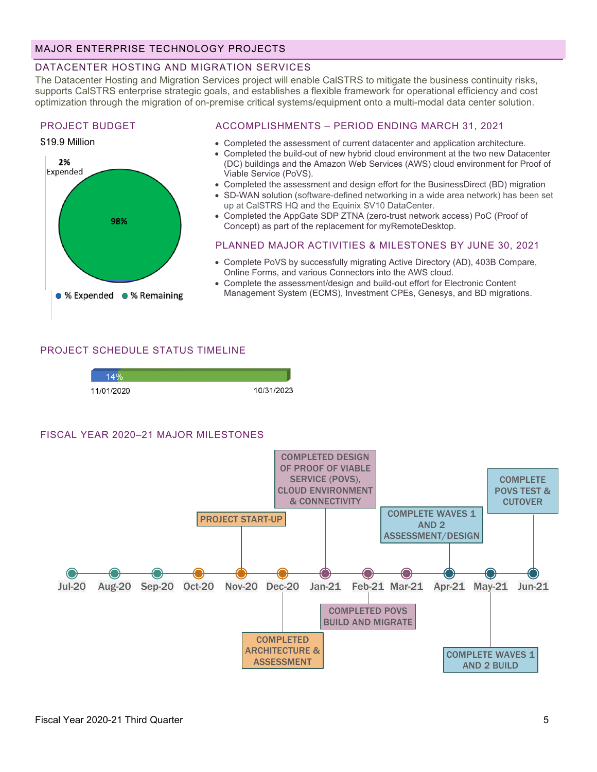# MAJOR ENTERPRISE TECHNOLOGY PROJECTS

## DATACENTER HOSTING AND MIGRATION SERVICES

The Datacenter Hosting and Migration Services project will enable CalSTRS to mitigate the business continuity risks, supports CalSTRS enterprise strategic goals, and establishes a flexible framework for operational efficiency and cost optimization through the migration of on-premise critical systems/equipment onto a multi-modal data center solution.

### PROJECT BUDGET

$19.9 Million

2% Expended

98%

% Expended | % Remaining

### ACCOMPLISHMENTS – PERIOD ENDING MARCH 31, 2021

- Completed the assessment of current datacenter and application architecture.
- Completed the build-out of new hybrid cloud environment at the two new Datacenter (DC) buildings and the Amazon Web Services (AWS) cloud environment for Proof of Viable Service (PoVS).
- Completed the assessment and design effort for the BusinessDirect (BD) migration
- SD-WAN solution (software-defined networking in a wide area network) has been set up at CalSTRS HQ and the Equinix SV10 DataCenter.
- Completed the AppGate SDP ZTNA (zero-trust network access) PoC (Proof of Concept) as part of the replacement for myRemoteDesktop.

### PLANNED MAJOR ACTIVITIES & MILESTONES BY JUNE 30, 2021

- Complete PoVS by successfully migrating Active Directory (AD), 403B Compare, Online Forms, and various Connectors into the AWS cloud.
- Complete the assessment/design and build-out effort for Electronic Content Management System (ECMS), Investment CPEs, Genesys, and BD migrations.

### PROJECT SCHEDULE STATUS TIMELINE

14%

11/01/2020 — 10/31/2023

### FISCAL YEAR 2020–21 MAJOR MILESTONES

| Month | Milestone |
| --- | --- |
| Jul-20 | |
| Aug-20 | |
| Sep-20 | |
| Oct-20 | |
| Nov-20 | PROJECT START-UP |
| Dec-20 | COMPLETED ARCHITECTURE & ASSESSMENT |
| Jan-21 | COMPLETED DESIGN OF PROOF OF VIABLE SERVICE (POVS), CLOUD ENVIRONMENT & CONNECTIVITY |
| Feb-21 | COMPLETED POVS BUILD AND MIGRATE |
| Mar-21 | |
| Apr-21 | COMPLETE WAVES 1 AND 2 ASSESSMENT/DESIGN |
| May-21 | COMPLETE WAVES 1 AND 2 BUILD |
| Jun-21 | COMPLETE POVS TEST & CUTOVER |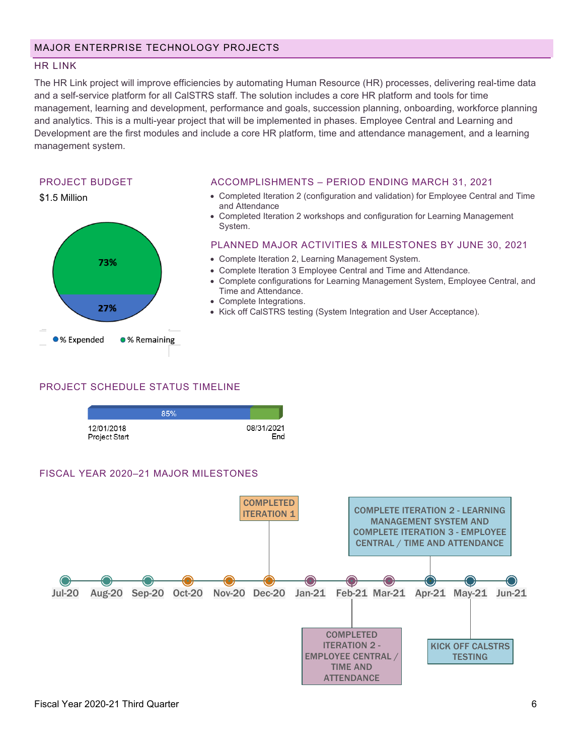## MAJOR ENTERPRISE TECHNOLOGY PROJECTS

### HR LINK

The HR Link project will improve efficiencies by automating Human Resource (HR) processes, delivering real-time data and a self-service platform for all CalSTRS staff. The solution includes a core HR platform and tools for time management, learning and development, performance and goals, succession planning, onboarding, workforce planning and analytics. This is a multi-year project that will be implemented in phases. Employee Central and Learning and Development are the first modules and include a core HR platform, time and attendance management, and a learning management system.

#### PROJECT BUDGET

$1.5 Million

- % Expended: 27%
- % Remaining: 73%

#### ACCOMPLISHMENTS – PERIOD ENDING MARCH 31, 2021

- Completed Iteration 2 (configuration and validation) for Employee Central and Time and Attendance
- Completed Iteration 2 workshops and configuration for Learning Management System.

#### PLANNED MAJOR ACTIVITIES & MILESTONES BY JUNE 30, 2021

- Complete Iteration 2, Learning Management System.
- Complete Iteration 3 Employee Central and Time and Attendance.
- Complete configurations for Learning Management System, Employee Central, and Time and Attendance.
- Complete Integrations.
- Kick off CalSTRS testing (System Integration and User Acceptance).

#### PROJECT SCHEDULE STATUS TIMELINE

85%

12/01/2018 Project Start — 08/31/2021 End

#### FISCAL YEAR 2020–21 MAJOR MILESTONES

| Month | Milestone |
| --- | --- |
| Jul-20 | |
| Aug-20 | |
| Sep-20 | |
| Oct-20 | |
| Nov-20 | |
| Dec-20 | COMPLETED ITERATION 1 |
| Jan-21 | |
| Feb-21 | COMPLETED ITERATION 2 - EMPLOYEE CENTRAL / TIME AND ATTENDANCE |
| Mar-21 | |
| Apr-21 | COMPLETE ITERATION 2 - LEARNING MANAGEMENT SYSTEM AND COMPLETE ITERATION 3 - EMPLOYEE CENTRAL / TIME AND ATTENDANCE |
| May-21 | KICK OFF CALSTRS TESTING |
| Jun-21 | |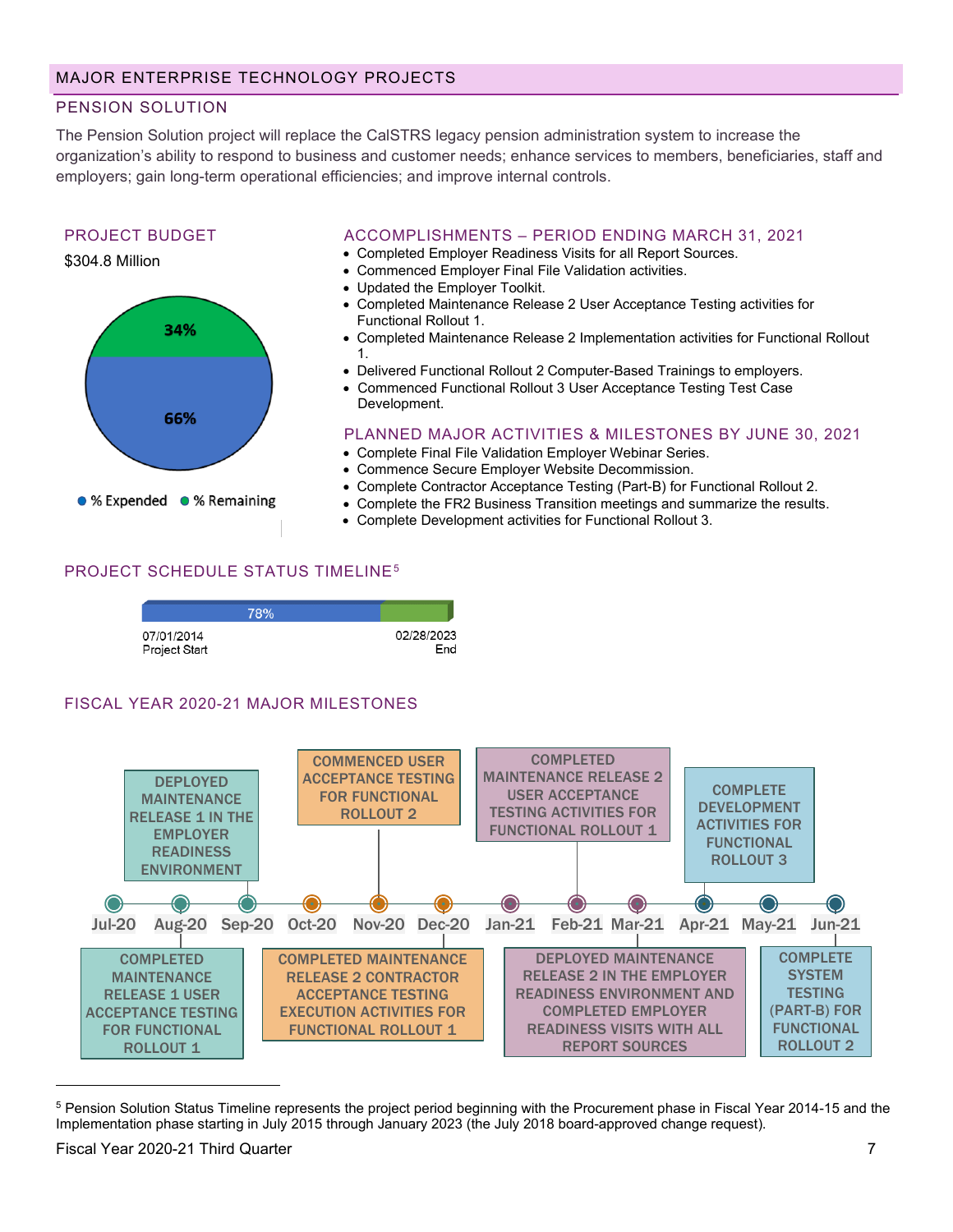## MAJOR ENTERPRISE TECHNOLOGY PROJECTS

### PENSION SOLUTION

The Pension Solution project will replace the CalSTRS legacy pension administration system to increase the organization's ability to respond to business and customer needs; enhance services to members, beneficiaries, staff and employers; gain long-term operational efficiencies; and improve internal controls.

#### PROJECT BUDGET

$304.8 Million

- % Expended: 66%
- % Remaining: 34%

#### ACCOMPLISHMENTS – PERIOD ENDING MARCH 31, 2021

- Completed Employer Readiness Visits for all Report Sources.
- Commenced Employer Final File Validation activities.
- Updated the Employer Toolkit.
- Completed Maintenance Release 2 User Acceptance Testing activities for Functional Rollout 1.
- Completed Maintenance Release 2 Implementation activities for Functional Rollout 1.
- Delivered Functional Rollout 2 Computer-Based Trainings to employers.
- Commenced Functional Rollout 3 User Acceptance Testing Test Case Development.

#### PLANNED MAJOR ACTIVITIES & MILESTONES BY JUNE 30, 2021

- Complete Final File Validation Employer Webinar Series.
- Commence Secure Employer Website Decommission.
- Complete Contractor Acceptance Testing (Part-B) for Functional Rollout 2.
- Complete the FR2 Business Transition meetings and summarize the results.
- Complete Development activities for Functional Rollout 3.

#### PROJECT SCHEDULE STATUS TIMELINE[5]

78%

07/01/2014 Project Start — 02/28/2023 End

#### FISCAL YEAR 2020-21 MAJOR MILESTONES

| Month | Milestone |
|---|---|
| Aug-20 | COMPLETED MAINTENANCE RELEASE 1 USER ACCEPTANCE TESTING FOR FUNCTIONAL ROLLOUT 1 |
| Sep-20 | DEPLOYED MAINTENANCE RELEASE 1 IN THE EMPLOYER READINESS ENVIRONMENT |
| Nov-20 | COMMENCED USER ACCEPTANCE TESTING FOR FUNCTIONAL ROLLOUT 2 |
| Dec-20 | COMPLETED MAINTENANCE RELEASE 2 CONTRACTOR ACCEPTANCE TESTING EXECUTION ACTIVITIES FOR FUNCTIONAL ROLLOUT 1 |
| Feb-21 | COMPLETED MAINTENANCE RELEASE 2 USER ACCEPTANCE TESTING ACTIVITIES FOR FUNCTIONAL ROLLOUT 1 |
| Mar-21 | DEPLOYED MAINTENANCE RELEASE 2 IN THE EMPLOYER READINESS ENVIRONMENT AND COMPLETED EMPLOYER READINESS VISITS WITH ALL REPORT SOURCES |
| Apr-21 | COMPLETE DEVELOPMENT ACTIVITIES FOR FUNCTIONAL ROLLOUT 3 |
| Jun-21 | COMPLETE SYSTEM TESTING (PART-B) FOR FUNCTIONAL ROLLOUT 2 |

[5] Pension Solution Status Timeline represents the project period beginning with the Procurement phase in Fiscal Year 2014-15 and the Implementation phase starting in July 2015 through January 2023 (the July 2018 board-approved change request).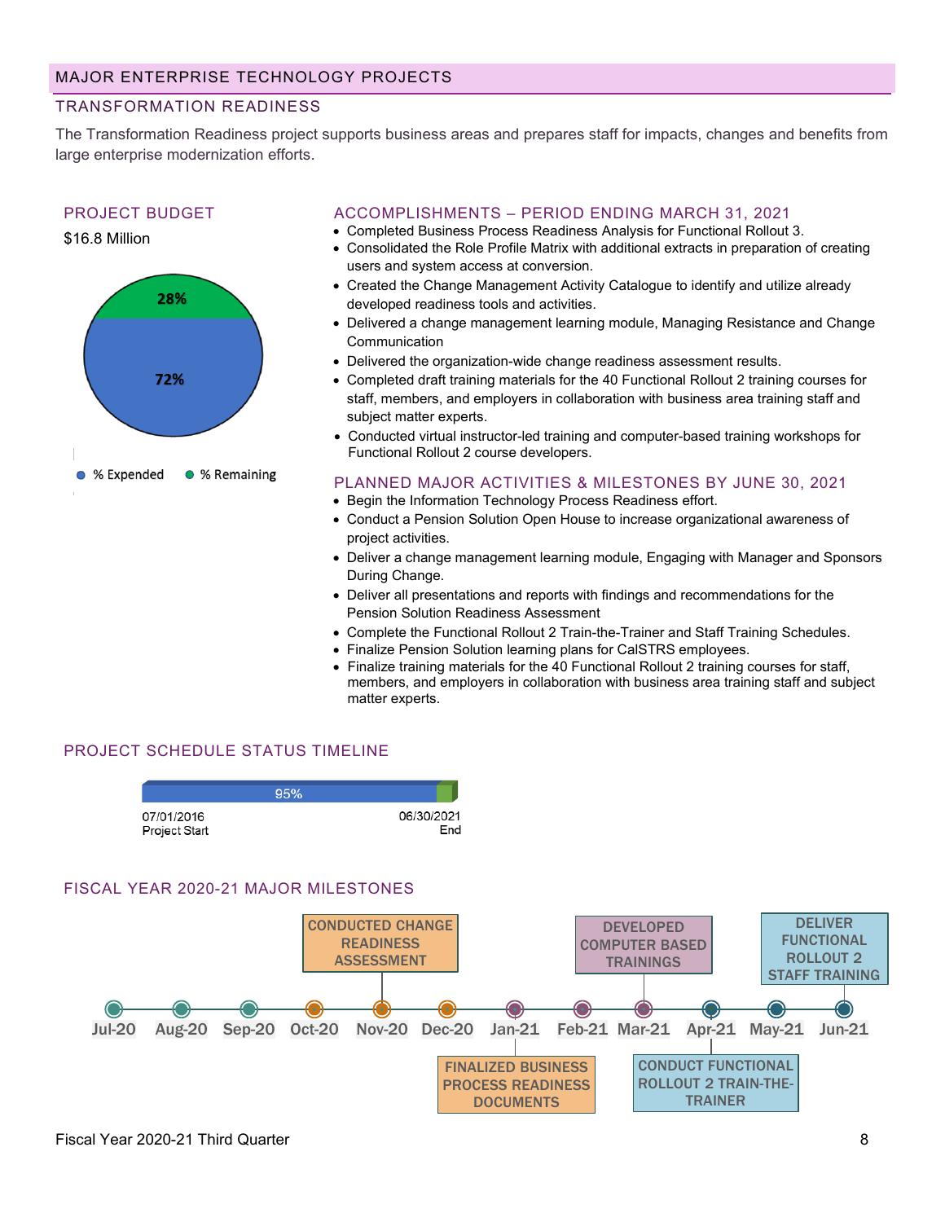# MAJOR ENTERPRISE TECHNOLOGY PROJECTS

## TRANSFORMATION READINESS

The Transformation Readiness project supports business areas and prepares staff for impacts, changes and benefits from large enterprise modernization efforts.

### PROJECT BUDGET

$16.8 Million

- % Expended: 72%
- % Remaining: 28%

### ACCOMPLISHMENTS – PERIOD ENDING MARCH 31, 2021

- Completed Business Process Readiness Analysis for Functional Rollout 3.
- Consolidated the Role Profile Matrix with additional extracts in preparation of creating users and system access at conversion.
- Created the Change Management Activity Catalogue to identify and utilize already developed readiness tools and activities.
- Delivered a change management learning module, Managing Resistance and Change Communication
- Delivered the organization-wide change readiness assessment results.
- Completed draft training materials for the 40 Functional Rollout 2 training courses for staff, members, and employers in collaboration with business area training staff and subject matter experts.
- Conducted virtual instructor-led training and computer-based training workshops for Functional Rollout 2 course developers.

### PLANNED MAJOR ACTIVITIES & MILESTONES BY JUNE 30, 2021

- Begin the Information Technology Process Readiness effort.
- Conduct a Pension Solution Open House to increase organizational awareness of project activities.
- Deliver a change management learning module, Engaging with Manager and Sponsors During Change.
- Deliver all presentations and reports with findings and recommendations for the Pension Solution Readiness Assessment
- Complete the Functional Rollout 2 Train-the-Trainer and Staff Training Schedules.
- Finalize Pension Solution learning plans for CalSTRS employees.
- Finalize training materials for the 40 Functional Rollout 2 training courses for staff, members, and employers in collaboration with business area training staff and subject matter experts.

### PROJECT SCHEDULE STATUS TIMELINE

95%

07/01/2016 Project Start — 06/30/2021 End

### FISCAL YEAR 2020-21 MAJOR MILESTONES

Jul-20, Aug-20, Sep-20, Oct-20, Nov-20, Dec-20, Jan-21, Feb-21, Mar-21, Apr-21, May-21, Jun-21

- Nov-20: CONDUCTED CHANGE READINESS ASSESSMENT
- Jan-21: FINALIZED BUSINESS PROCESS READINESS DOCUMENTS
- Mar-21: DEVELOPED COMPUTER BASED TRAININGS
- Apr-21: CONDUCT FUNCTIONAL ROLLOUT 2 TRAIN-THE-TRAINER
- Jun-21: DELIVER FUNCTIONAL ROLLOUT 2 STAFF TRAINING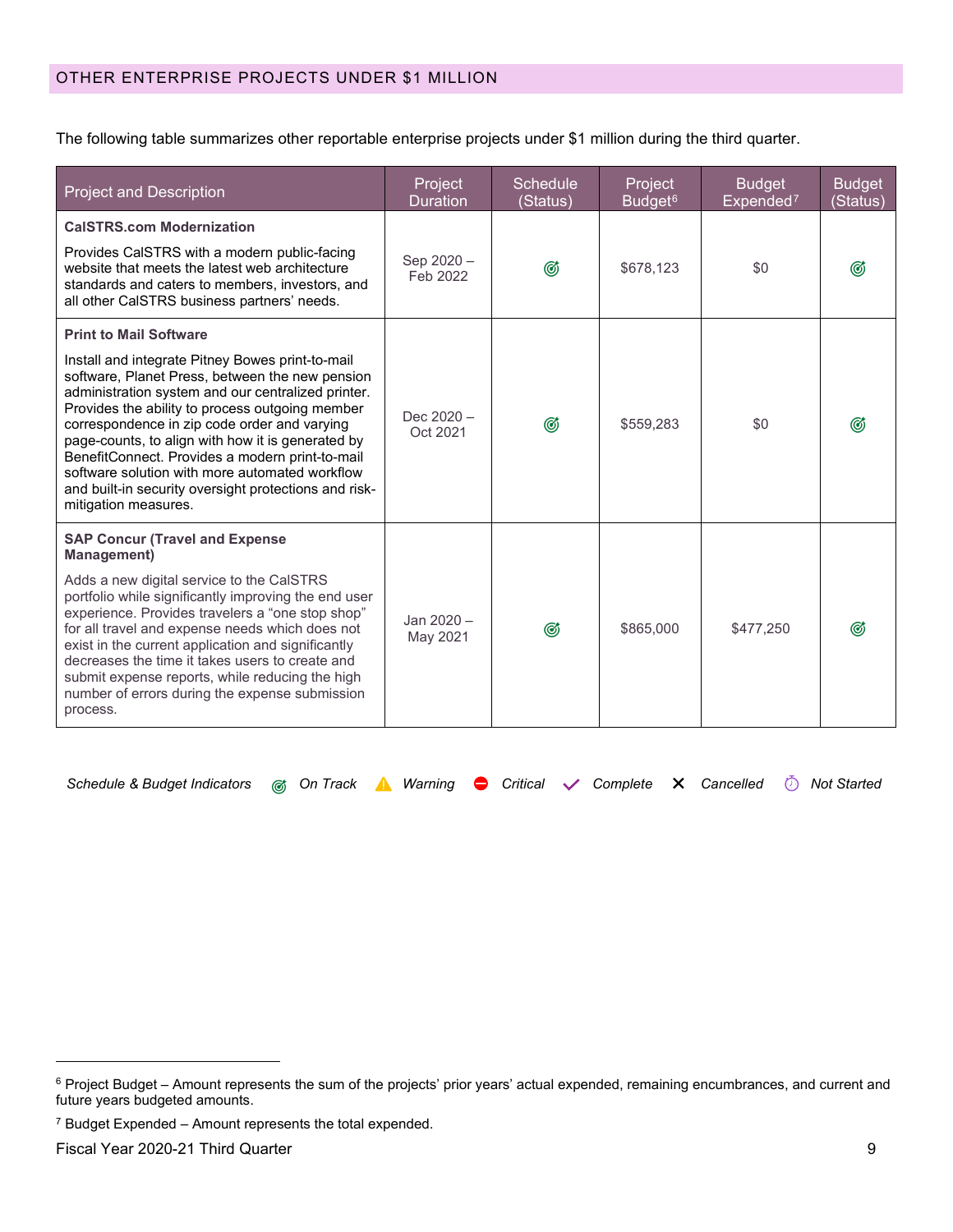## OTHER ENTERPRISE PROJECTS UNDER $1 MILLION

The following table summarizes other reportable enterprise projects under $1 million during the third quarter.

| Project and Description | Project Duration | Schedule (Status) | Project Budget[6] | Budget Expended[7] | Budget (Status) |
|---|---|---|---|---|---|
| **CalSTRS.com Modernization**<br><br>Provides CalSTRS with a modern public-facing website that meets the latest web architecture standards and caters to members, investors, and all other CalSTRS business partners' needs. | Sep 2020 – Feb 2022 | On Track | $678,123 | $0 | On Track |
| **Print to Mail Software**<br><br>Install and integrate Pitney Bowes print-to-mail software, Planet Press, between the new pension administration system and our centralized printer. Provides the ability to process outgoing member correspondence in zip code order and varying page-counts, to align with how it is generated by BenefitConnect. Provides a modern print-to-mail software solution with more automated workflow and built-in security oversight protections and risk-mitigation measures. | Dec 2020 – Oct 2021 | On Track | $559,283 | $0 | On Track |
| **SAP Concur (Travel and Expense Management)**<br><br>Adds a new digital service to the CalSTRS portfolio while significantly improving the end user experience. Provides travelers a "one stop shop" for all travel and expense needs which does not exist in the current application and significantly decreases the time it takes users to create and submit expense reports, while reducing the high number of errors during the expense submission process. | Jan 2020 – May 2021 | On Track | $865,000 | $477,250 | On Track |

*Schedule & Budget Indicators* — *On Track* · *Warning* · *Critical* · *Complete* · *Cancelled* · *Not Started*

[6] Project Budget – Amount represents the sum of the projects' prior years' actual expended, remaining encumbrances, and current and future years budgeted amounts.

[7] Budget Expended – Amount represents the total expended.